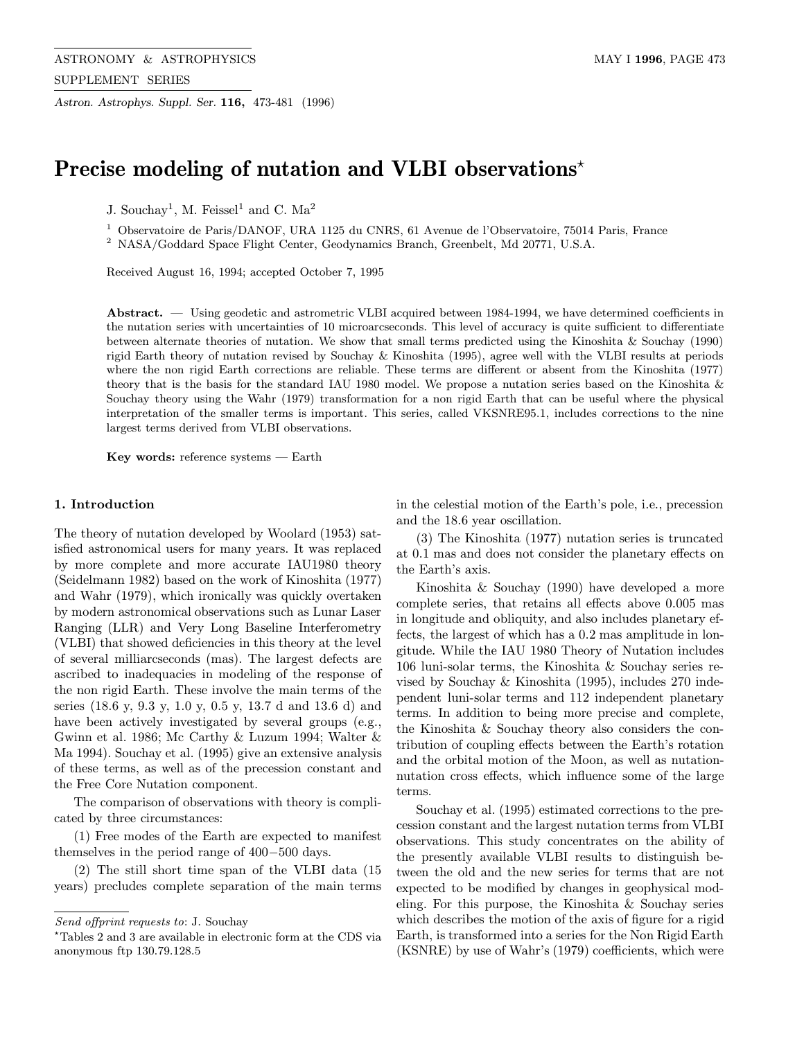# Precise modeling of nutation and VLBI observations*

J. Souchay[1], M. Feissel[1] and C. Ma[2]

[1] Observatoire de Paris/DANOF, URA 1125 du CNRS, 61 Avenue de l'Observatoire, 75014 Paris, France

[2] NASA/Goddard Space Flight Center, Geodynamics Branch, Greenbelt, Md 20771, U.S.A.

Received August 16, 1994; accepted October 7, 1995

**Abstract.** — Using geodetic and astrometric VLBI acquired between 1984-1994, we have determined coefficients in the nutation series with uncertainties of 10 microarcseconds. This level of accuracy is quite sufficient to differentiate between alternate theories of nutation. We show that small terms predicted using the Kinoshita & Souchay (1990) rigid Earth theory of nutation revised by Souchay & Kinoshita (1995), agree well with the VLBI results at periods where the non rigid Earth corrections are reliable. These terms are different or absent from the Kinoshita (1977) theory that is the basis for the standard IAU 1980 model. We propose a nutation series based on the Kinoshita & Souchay theory using the Wahr (1979) transformation for a non rigid Earth that can be useful where the physical interpretation of the smaller terms is important. This series, called VKSNRE95.1, includes corrections to the nine largest terms derived from VLBI observations.

**Key words:** reference systems — Earth

## 1. Introduction

The theory of nutation developed by Woolard (1953) satisfied astronomical users for many years. It was replaced by more complete and more accurate IAU1980 theory (Seidelmann 1982) based on the work of Kinoshita (1977) and Wahr (1979), which ironically was quickly overtaken by modern astronomical observations such as Lunar Laser Ranging (LLR) and Very Long Baseline Interferometry (VLBI) that showed deficiencies in this theory at the level of several milliarcseconds (mas). The largest defects are ascribed to inadequacies in modeling of the response of the non rigid Earth. These involve the main terms of the series (18.6 y, 9.3 y, 1.0 y, 0.5 y, 13.7 d and 13.6 d) and have been actively investigated by several groups (e.g., Gwinn et al. 1986; Mc Carthy & Luzum 1994; Walter & Ma 1994). Souchay et al. (1995) give an extensive analysis of these terms, as well as of the precession constant and the Free Core Nutation component.

The comparison of observations with theory is complicated by three circumstances:

(1) Free modes of the Earth are expected to manifest themselves in the period range of 400−500 days.

(2) The still short time span of the VLBI data (15 years) precludes complete separation of the main terms in the celestial motion of the Earth's pole, i.e., precession and the 18.6 year oscillation.

(3) The Kinoshita (1977) nutation series is truncated at 0.1 mas and does not consider the planetary effects on the Earth's axis.

Kinoshita & Souchay (1990) have developed a more complete series, that retains all effects above 0.005 mas in longitude and obliquity, and also includes planetary effects, the largest of which has a 0.2 mas amplitude in longitude. While the IAU 1980 Theory of Nutation includes 106 luni-solar terms, the Kinoshita & Souchay series revised by Souchay & Kinoshita (1995), includes 270 independent luni-solar terms and 112 independent planetary terms. In addition to being more precise and complete, the Kinoshita & Souchay theory also considers the contribution of coupling effects between the Earth's rotation and the orbital motion of the Moon, as well as nutation-nutation cross effects, which influence some of the large terms.

Souchay et al. (1995) estimated corrections to the precession constant and the largest nutation terms from VLBI observations. This study concentrates on the ability of the presently available VLBI results to distinguish between the old and the new series for terms that are not expected to be modified by changes in geophysical modeling. For this purpose, the Kinoshita & Souchay series which describes the motion of the axis of figure for a rigid Earth, is transformed into a series for the Non Rigid Earth (KSNRE) by use of Wahr's (1979) coefficients, which were

---

*Send offprint requests to*: J. Souchay

*Tables 2 and 3 are available in electronic form at the CDS via anonymous ftp 130.79.128.5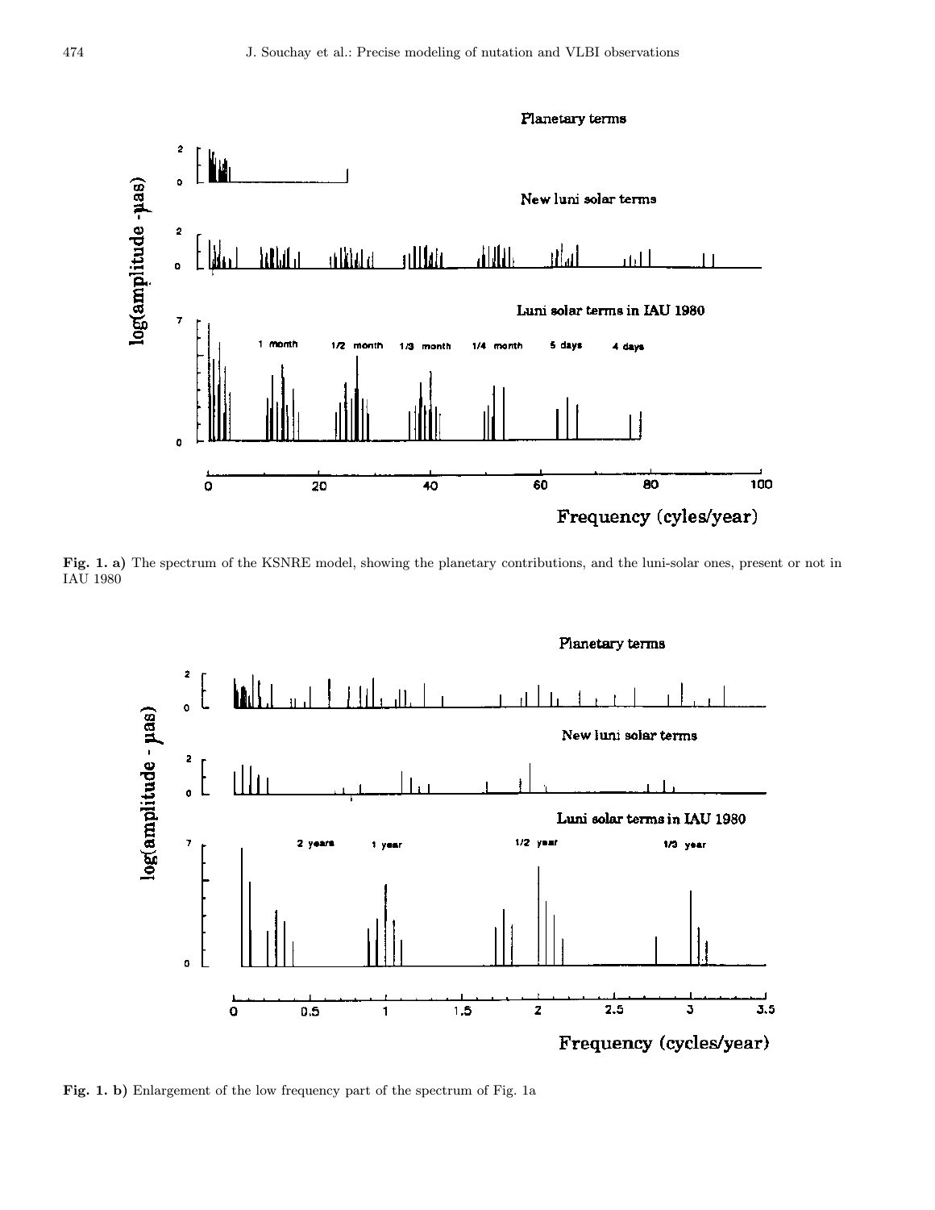**Fig. 1. a)** The spectrum of the KSNRE model, showing the planetary contributions, and the luni-solar ones, present or not in IAU 1980

**Fig. 1. b)** Enlargement of the low frequency part of the spectrum of Fig. 1a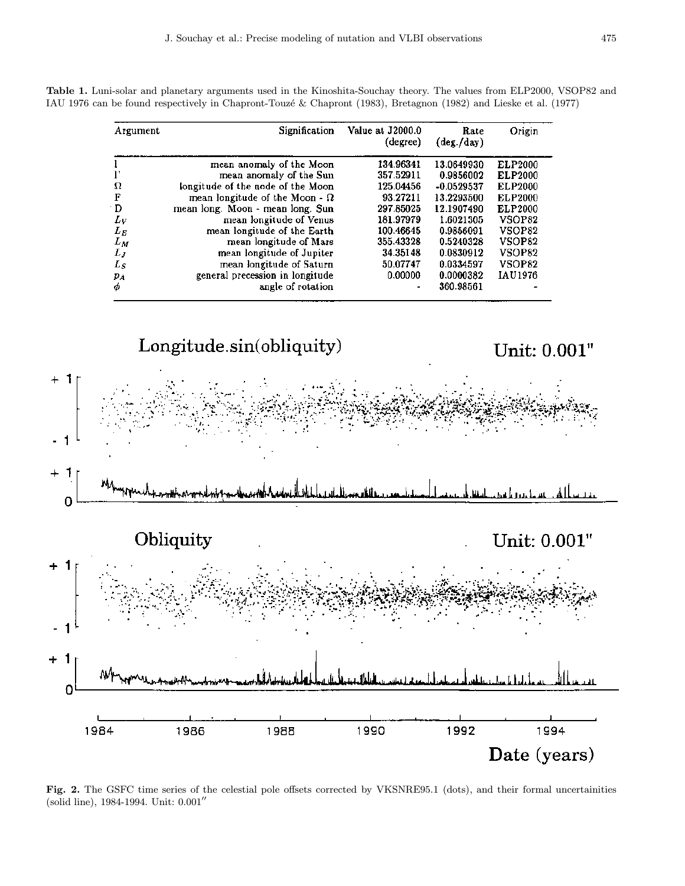**Table 1.** Luni-solar and planetary arguments used in the Kinoshita-Souchay theory. The values from ELP2000, VSOP82 and IAU 1976 can be found respectively in Chapront-Touzé & Chapront (1983), Bretagnon (1982) and Lieske et al. (1977)

| Argument | Signification | Value at J2000.0 (degree) | Rate (deg./day) | Origin |
|---|---|---|---|---|
| $l$ | mean anomaly of the Moon | 134.96341 | 13.0649930 | ELP2000 |
| $l'$ | mean anomaly of the Sun | 357.52911 | 0.9856002 | ELP2000 |
| $\Omega$ | longitude of the node of the Moon | 125.04456 | -0.0529537 | ELP2000 |
| F | mean longitude of the Moon - $\Omega$ | 93.27211 | 13.2293500 | ELP2000 |
| D | mean long. Moon - mean long. Sun | 297.85025 | 12.1907490 | ELP2000 |
| $L_V$ | mean longitude of Venus | 181.97979 | 1.6021305 | VSOP82 |
| $L_E$ | mean longitude of the Earth | 100.46645 | 0.9856091 | VSOP82 |
| $L_M$ | mean longitude of Mars | 355.43328 | 0.5240328 | VSOP82 |
| $L_J$ | mean longitude of Jupiter | 34.35148 | 0.0830912 | VSOP82 |
| $L_S$ | mean longitude of Saturn | 50.07747 | 0.0334597 | VSOP82 |
| $p_A$ | general precession in longitude | 0.00000 | 0.0000382 | IAU1976 |
| $\phi$ | angle of rotation | - | 360.98561 | - |

**Fig. 2.** The GSFC time series of the celestial pole offsets corrected by VKSNRE95.1 (dots), and their formal uncertainities (solid line), 1984-1994. Unit: 0.001″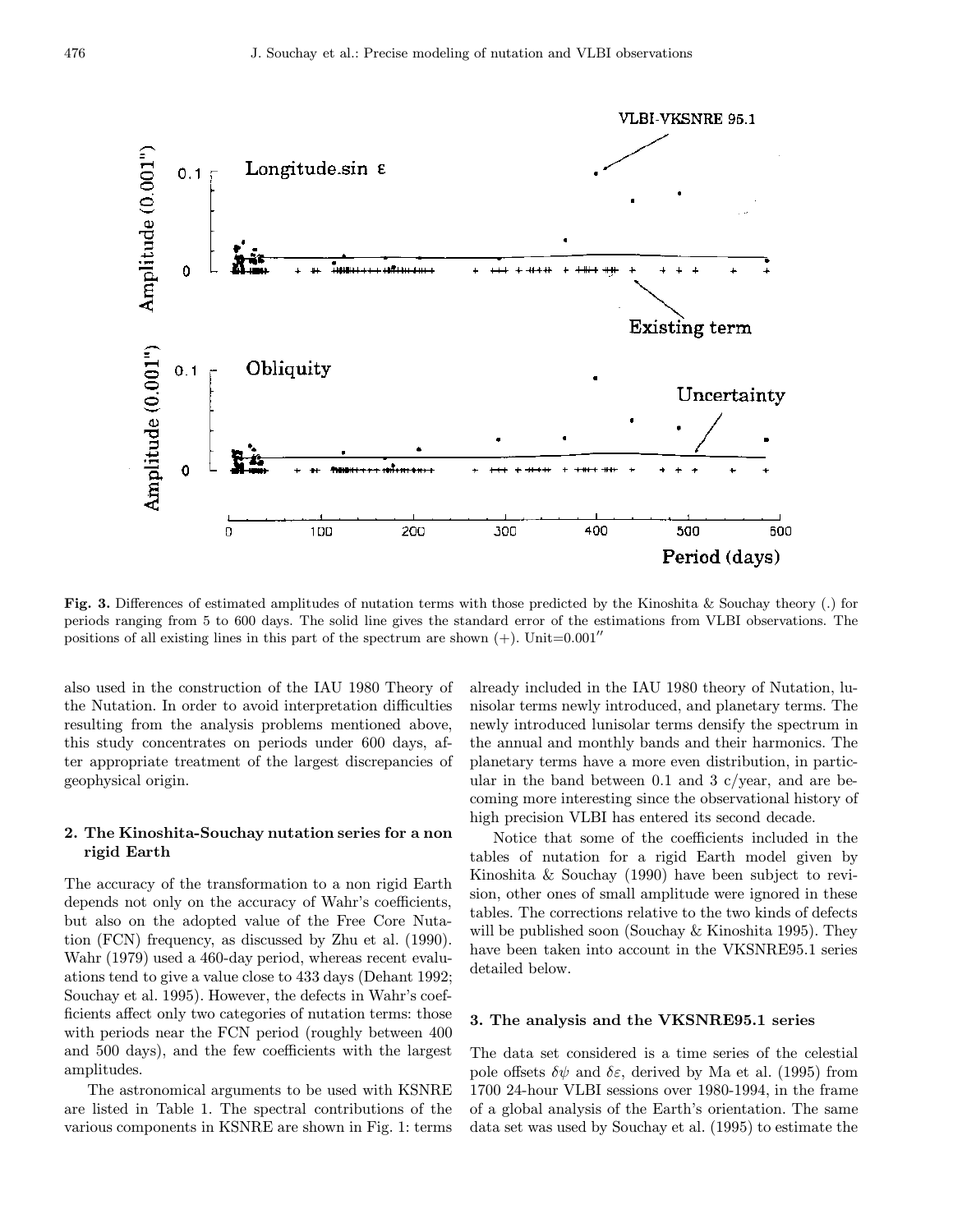**Fig. 3.** Differences of estimated amplitudes of nutation terms with those predicted by the Kinoshita & Souchay theory (.) for periods ranging from 5 to 600 days. The solid line gives the standard error of the estimations from VLBI observations. The positions of all existing lines in this part of the spectrum are shown (+). Unit=0.001″

also used in the construction of the IAU 1980 Theory of the Nutation. In order to avoid interpretation difficulties resulting from the analysis problems mentioned above, this study concentrates on periods under 600 days, after appropriate treatment of the largest discrepancies of geophysical origin.

## 2. The Kinoshita-Souchay nutation series for a non rigid Earth

The accuracy of the transformation to a non rigid Earth depends not only on the accuracy of Wahr's coefficients, but also on the adopted value of the Free Core Nutation (FCN) frequency, as discussed by Zhu et al. (1990). Wahr (1979) used a 460-day period, whereas recent evaluations tend to give a value close to 433 days (Dehant 1992; Souchay et al. 1995). However, the defects in Wahr's coefficients affect only two categories of nutation terms: those with periods near the FCN period (roughly between 400 and 500 days), and the few coefficients with the largest amplitudes.

The astronomical arguments to be used with KSNRE are listed in Table 1. The spectral contributions of the various components in KSNRE are shown in Fig. 1: terms already included in the IAU 1980 theory of Nutation, lunisolar terms newly introduced, and planetary terms. The newly introduced lunisolar terms densify the spectrum in the annual and monthly bands and their harmonics. The planetary terms have a more even distribution, in particular in the band between 0.1 and 3 c/year, and are becoming more interesting since the observational history of high precision VLBI has entered its second decade.

Notice that some of the coefficients included in the tables of nutation for a rigid Earth model given by Kinoshita & Souchay (1990) have been subject to revision, other ones of small amplitude were ignored in these tables. The corrections relative to the two kinds of defects will be published soon (Souchay & Kinoshita 1995). They have been taken into account in the VKSNRE95.1 series detailed below.

## 3. The analysis and the VKSNRE95.1 series

The data set considered is a time series of the celestial pole offsets $\delta\psi$ and $\delta\varepsilon$, derived by Ma et al. (1995) from 1700 24-hour VLBI sessions over 1980-1994, in the frame of a global analysis of the Earth's orientation. The same data set was used by Souchay et al. (1995) to estimate the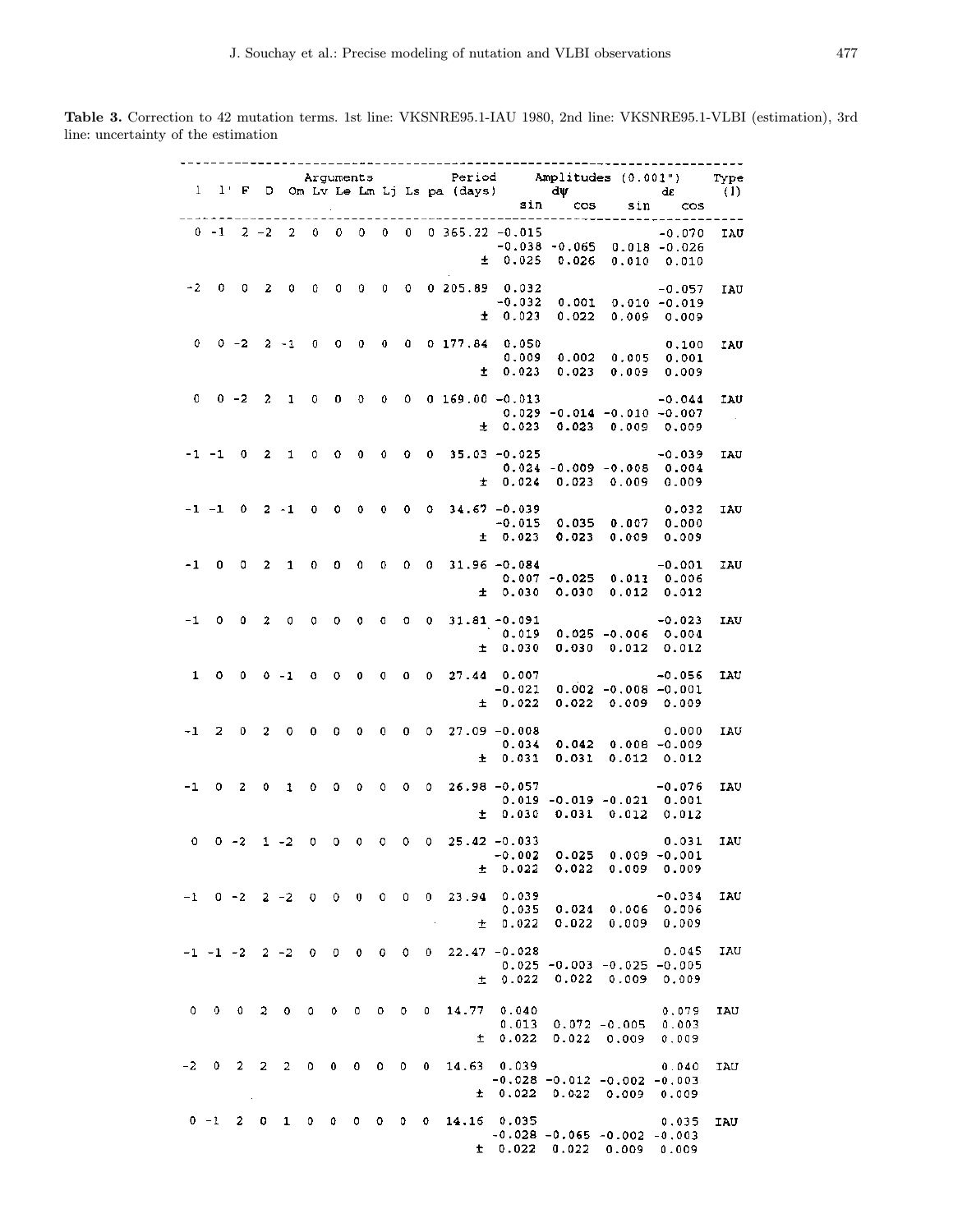**Table 3.** Correction to 42 mutation terms. 1st line: VKSNRE95.1-IAU 1980, 2nd line: VKSNRE95.1-VLBI (estimation), 3rd line: uncertainty of the estimation

| l | l' | F | D | Om | Lv | Le | Lm | Lj | Ls | pa | Period (days) | dψ sin | dψ cos | dε sin | dε cos | Type (1) |
|---|---|---|---|---|---|---|---|---|---|---|---|---|---|---|---|---|
| 0 | -1 | 2 | -2 | 2 | 0 | 0 | 0 | 0 | 0 | 0 | 365.22 | -0.015 | | | -0.070 | IAU |
| | | | | | | | | | | | | -0.038 | -0.065 | 0.018 | -0.026 | |
| | | | | | | | | | | | ± | 0.025 | 0.026 | 0.010 | 0.010 | |
| -2 | 0 | 0 | 2 | 0 | 0 | 0 | 0 | 0 | 0 | 0 | 205.89 | 0.032 | | | -0.057 | IAU |
| | | | | | | | | | | | | -0.032 | 0.001 | 0.010 | -0.019 | |
| | | | | | | | | | | | ± | 0.023 | 0.022 | 0.009 | 0.009 | |
| 0 | 0 | -2 | 2 | -1 | 0 | 0 | 0 | 0 | 0 | 0 | 177.84 | 0.050 | | | 0.100 | IAU |
| | | | | | | | | | | | | 0.009 | 0.002 | 0.005 | 0.001 | |
| | | | | | | | | | | | ± | 0.023 | 0.023 | 0.009 | 0.009 | |
| 0 | 0 | -2 | 2 | 1 | 0 | 0 | 0 | 0 | 0 | 0 | 169.00 | -0.013 | | | -0.044 | IAU |
| | | | | | | | | | | | | 0.029 | -0.014 | -0.010 | -0.007 | |
| | | | | | | | | | | | ± | 0.023 | 0.023 | 0.009 | 0.009 | |
| -1 | -1 | 0 | 2 | 1 | 0 | 0 | 0 | 0 | 0 | 0 | 35.03 | -0.025 | | | -0.039 | IAU |
| | | | | | | | | | | | | 0.024 | -0.009 | -0.008 | 0.004 | |
| | | | | | | | | | | | ± | 0.024 | 0.023 | 0.009 | 0.009 | |
| -1 | -1 | 0 | 2 | -1 | 0 | 0 | 0 | 0 | 0 | 0 | 34.67 | -0.039 | | | 0.032 | IAU |
| | | | | | | | | | | | | -0.015 | 0.035 | 0.007 | 0.000 | |
| | | | | | | | | | | | ± | 0.023 | 0.023 | 0.009 | 0.009 | |
| -1 | 0 | 0 | 2 | 1 | 0 | 0 | 0 | 0 | 0 | 0 | 31.96 | -0.084 | | | -0.001 | IAU |
| | | | | | | | | | | | | 0.007 | -0.025 | 0.011 | 0.006 | |
| | | | | | | | | | | | ± | 0.030 | 0.030 | 0.012 | 0.012 | |
| -1 | 0 | 0 | 2 | 0 | 0 | 0 | 0 | 0 | 0 | 0 | 31.81 | -0.091 | | | -0.023 | IAU |
| | | | | | | | | | | | | 0.019 | 0.025 | -0.006 | 0.004 | |
| | | | | | | | | | | | ± | 0.030 | 0.030 | 0.012 | 0.012 | |
| 1 | 0 | 0 | 0 | -1 | 0 | 0 | 0 | 0 | 0 | 0 | 27.44 | 0.007 | | | -0.056 | IAU |
| | | | | | | | | | | | | -0.021 | 0.002 | -0.008 | -0.001 | |
| | | | | | | | | | | | ± | 0.022 | 0.022 | 0.009 | 0.009 | |
| -1 | 2 | 0 | 2 | 0 | 0 | 0 | 0 | 0 | 0 | 0 | 27.09 | -0.008 | | | 0.000 | IAU |
| | | | | | | | | | | | | 0.034 | 0.042 | 0.008 | -0.009 | |
| | | | | | | | | | | | ± | 0.031 | 0.031 | 0.012 | 0.012 | |
| -1 | 0 | 2 | 0 | 1 | 0 | 0 | 0 | 0 | 0 | 0 | 26.98 | -0.057 | | | -0.076 | IAU |
| | | | | | | | | | | | | 0.019 | -0.019 | -0.021 | 0.001 | |
| | | | | | | | | | | | ± | 0.030 | 0.031 | 0.012 | 0.012 | |
| 0 | 0 | -2 | 1 | -2 | 0 | 0 | 0 | 0 | 0 | 0 | 25.42 | -0.033 | | | 0.031 | IAU |
| | | | | | | | | | | | | -0.002 | 0.025 | 0.009 | -0.001 | |
| | | | | | | | | | | | ± | 0.022 | 0.022 | 0.009 | 0.009 | |
| -1 | 0 | -2 | 2 | -2 | 0 | 0 | 0 | 0 | 0 | 0 | 23.94 | 0.039 | | | -0.034 | IAU |
| | | | | | | | | | | | | 0.035 | 0.024 | 0.006 | 0.006 | |
| | | | | | | | | | | | ± | 0.022 | 0.022 | 0.009 | 0.009 | |
| -1 | -1 | -2 | 2 | -2 | 0 | 0 | 0 | 0 | 0 | 0 | 22.47 | -0.028 | | | 0.045 | IAU |
| | | | | | | | | | | | | 0.025 | -0.003 | -0.025 | -0.005 | |
| | | | | | | | | | | | ± | 0.022 | 0.022 | 0.009 | 0.009 | |
| 0 | 0 | 0 | 2 | 0 | 0 | 0 | 0 | 0 | 0 | 0 | 14.77 | 0.040 | | | 0.079 | IAU |
| | | | | | | | | | | | | 0.013 | 0.072 | -0.005 | 0.003 | |
| | | | | | | | | | | | ± | 0.022 | 0.022 | 0.009 | 0.009 | |
| -2 | 0 | 2 | 2 | 2 | 0 | 0 | 0 | 0 | 0 | 0 | 14.63 | 0.039 | | | 0.040 | IAU |
| | | | | | | | | | | | | -0.028 | -0.012 | -0.002 | -0.003 | |
| | | | | | | | | | | | ± | 0.022 | 0.022 | 0.009 | 0.009 | |
| 0 | -1 | 2 | 0 | 1 | 0 | 0 | 0 | 0 | 0 | 0 | 14.16 | 0.035 | | | 0.035 | IAU |
| | | | | | | | | | | | | -0.028 | -0.065 | -0.002 | -0.003 | |
| | | | | | | | | | | | ± | 0.022 | 0.022 | 0.009 | 0.009 | |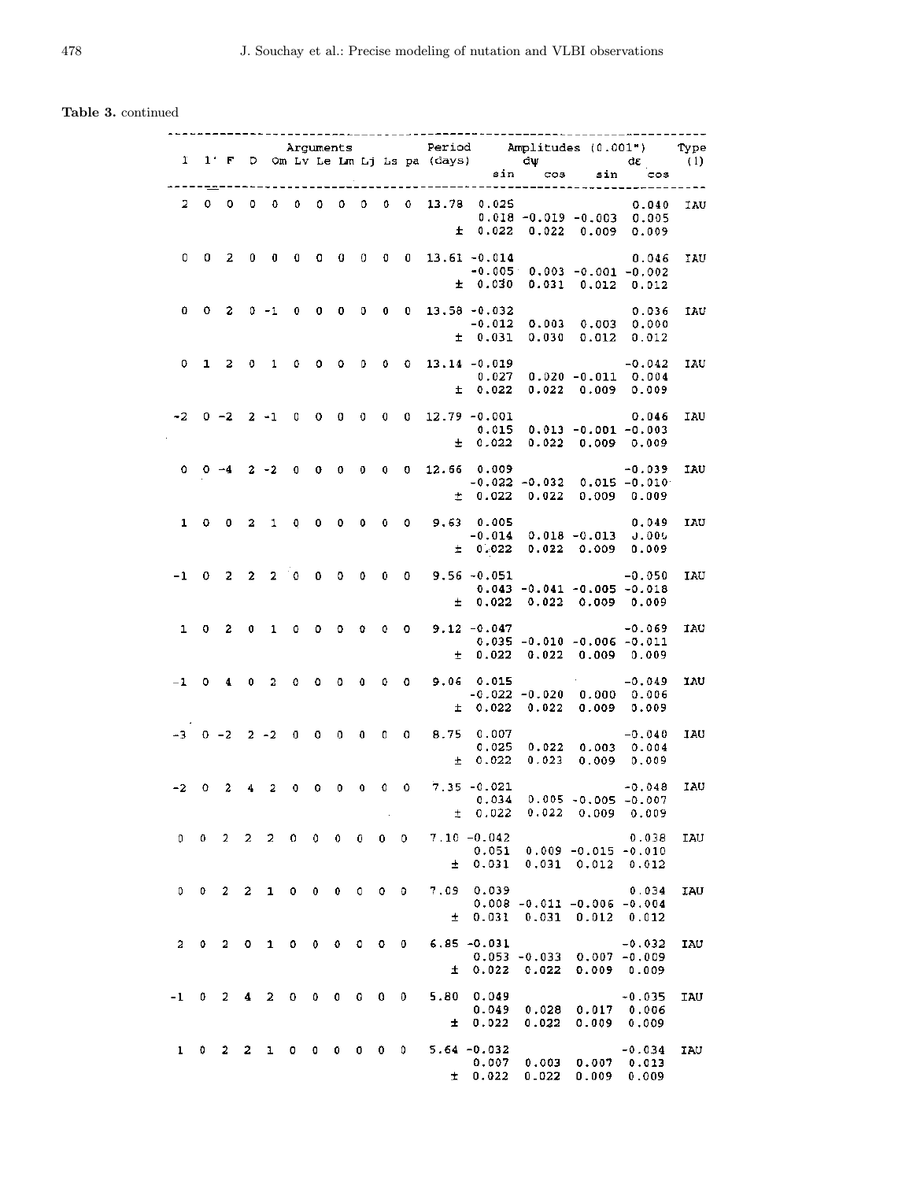**Table 3.** continued

| l | l' | F | D | Om | Lv | Le | Lm | Lj | Ls | pa | Period (days) | dψ sin | dψ cos | dε sin | dε cos | Type (1) |
|---|---|---|---|---|---|---|---|---|---|---|---|---|---|---|---|---|
| 2 | 0 | 0 | 0 | 0 | 0 | 0 | 0 | 0 | 0 | 0 | 13.78 | 0.025 | | | 0.040 | IAU |
| | | | | | | | | | | | | 0.018 | −0.019 | −0.003 | 0.005 | |
| | | | | | | | | | | | ± | 0.022 | 0.022 | 0.009 | 0.009 | |
| 0 | 0 | 2 | 0 | 0 | 0 | 0 | 0 | 0 | 0 | 0 | 13.61 | −0.014 | | | 0.046 | IAU |
| | | | | | | | | | | | | −0.005 | 0.003 | −0.001 | −0.002 | |
| | | | | | | | | | | | ± | 0.030 | 0.031 | 0.012 | 0.012 | |
| 0 | 0 | 2 | 0 | −1 | 0 | 0 | 0 | 0 | 0 | 0 | 13.58 | −0.032 | | | 0.036 | IAU |
| | | | | | | | | | | | | −0.012 | 0.003 | 0.003 | 0.000 | |
| | | | | | | | | | | | ± | 0.031 | 0.030 | 0.012 | 0.012 | |
| 0 | 1 | 2 | 0 | 1 | 0 | 0 | 0 | 0 | 0 | 0 | 13.14 | −0.019 | | | −0.042 | IAU |
| | | | | | | | | | | | | 0.027 | 0.020 | −0.011 | 0.004 | |
| | | | | | | | | | | | ± | 0.022 | 0.022 | 0.009 | 0.009 | |
| −2 | 0 | −2 | 2 | −1 | 0 | 0 | 0 | 0 | 0 | 0 | 12.79 | −0.001 | | | 0.046 | IAU |
| | | | | | | | | | | | | 0.015 | 0.013 | −0.001 | −0.003 | |
| | | | | | | | | | | | ± | 0.022 | 0.022 | 0.009 | 0.009 | |
| 0 | 0 | −4 | 2 | −2 | 0 | 0 | 0 | 0 | 0 | 0 | 12.66 | 0.009 | | | −0.039 | IAU |
| | | | | | | | | | | | | −0.022 | −0.032 | 0.015 | −0.010 | |
| | | | | | | | | | | | ± | 0.022 | 0.022 | 0.009 | 0.009 | |
| 1 | 0 | 0 | 2 | 1 | 0 | 0 | 0 | 0 | 0 | 0 | 9.63 | 0.005 | | | 0.049 | IAU |
| | | | | | | | | | | | | −0.014 | 0.018 | −0.013 | 0.006 | |
| | | | | | | | | | | | ± | 0.022 | 0.022 | 0.009 | 0.009 | |
| −1 | 0 | 2 | 2 | 2 | 0 | 0 | 0 | 0 | 0 | 0 | 9.56 | −0.051 | | | −0.050 | IAU |
| | | | | | | | | | | | | 0.043 | −0.041 | −0.005 | −0.018 | |
| | | | | | | | | | | | ± | 0.022 | 0.022 | 0.009 | 0.009 | |
| 1 | 0 | 2 | 0 | 1 | 0 | 0 | 0 | 0 | 0 | 0 | 9.12 | −0.047 | | | −0.069 | IAU |
| | | | | | | | | | | | | 0.035 | −0.010 | −0.006 | −0.011 | |
| | | | | | | | | | | | ± | 0.022 | 0.022 | 0.009 | 0.009 | |
| −1 | 0 | 4 | 0 | 2 | 0 | 0 | 0 | 0 | 0 | 0 | 9.06 | 0.015 | | | −0.049 | IAU |
| | | | | | | | | | | | | −0.022 | −0.020 | 0.000 | 0.006 | |
| | | | | | | | | | | | ± | 0.022 | 0.022 | 0.009 | 0.009 | |
| −3 | 0 | −2 | 2 | −2 | 0 | 0 | 0 | 0 | 0 | 0 | 8.75 | 0.007 | | | −0.040 | IAU |
| | | | | | | | | | | | | 0.025 | 0.022 | 0.003 | 0.004 | |
| | | | | | | | | | | | ± | 0.022 | 0.023 | 0.009 | 0.009 | |
| −2 | 0 | 2 | 4 | 2 | 0 | 0 | 0 | 0 | 0 | 0 | 7.35 | −0.021 | | | −0.048 | IAU |
| | | | | | | | | | | | | 0.034 | 0.005 | −0.005 | −0.007 | |
| | | | | | | | | | | | ± | 0.022 | 0.022 | 0.009 | 0.009 | |
| 0 | 0 | 2 | 2 | 2 | 0 | 0 | 0 | 0 | 0 | 0 | 7.10 | −0.042 | | | 0.038 | IAU |
| | | | | | | | | | | | | 0.051 | 0.009 | −0.015 | −0.010 | |
| | | | | | | | | | | | ± | 0.031 | 0.031 | 0.012 | 0.012 | |
| 0 | 0 | 2 | 2 | 1 | 0 | 0 | 0 | 0 | 0 | 0 | 7.09 | 0.039 | | | 0.034 | IAU |
| | | | | | | | | | | | | 0.008 | −0.011 | −0.006 | −0.004 | |
| | | | | | | | | | | | ± | 0.031 | 0.031 | 0.012 | 0.012 | |
| 2 | 0 | 2 | 0 | 1 | 0 | 0 | 0 | 0 | 0 | 0 | 6.85 | −0.031 | | | −0.032 | IAU |
| | | | | | | | | | | | | 0.053 | −0.033 | 0.007 | −0.009 | |
| | | | | | | | | | | | ± | 0.022 | 0.022 | 0.009 | 0.009 | |
| −1 | 0 | 2 | 4 | 2 | 0 | 0 | 0 | 0 | 0 | 0 | 5.80 | 0.049 | | | −0.035 | IAU |
| | | | | | | | | | | | | 0.049 | 0.028 | 0.017 | 0.006 | |
| | | | | | | | | | | | ± | 0.022 | 0.022 | 0.009 | 0.009 | |
| 1 | 0 | 2 | 2 | 1 | 0 | 0 | 0 | 0 | 0 | 0 | 5.64 | −0.032 | | | −0.034 | IAU |
| | | | | | | | | | | | | 0.007 | 0.003 | 0.007 | 0.013 | |
| | | | | | | | | | | | ± | 0.022 | 0.022 | 0.009 | 0.009 | |

Amplitudes in (0.001").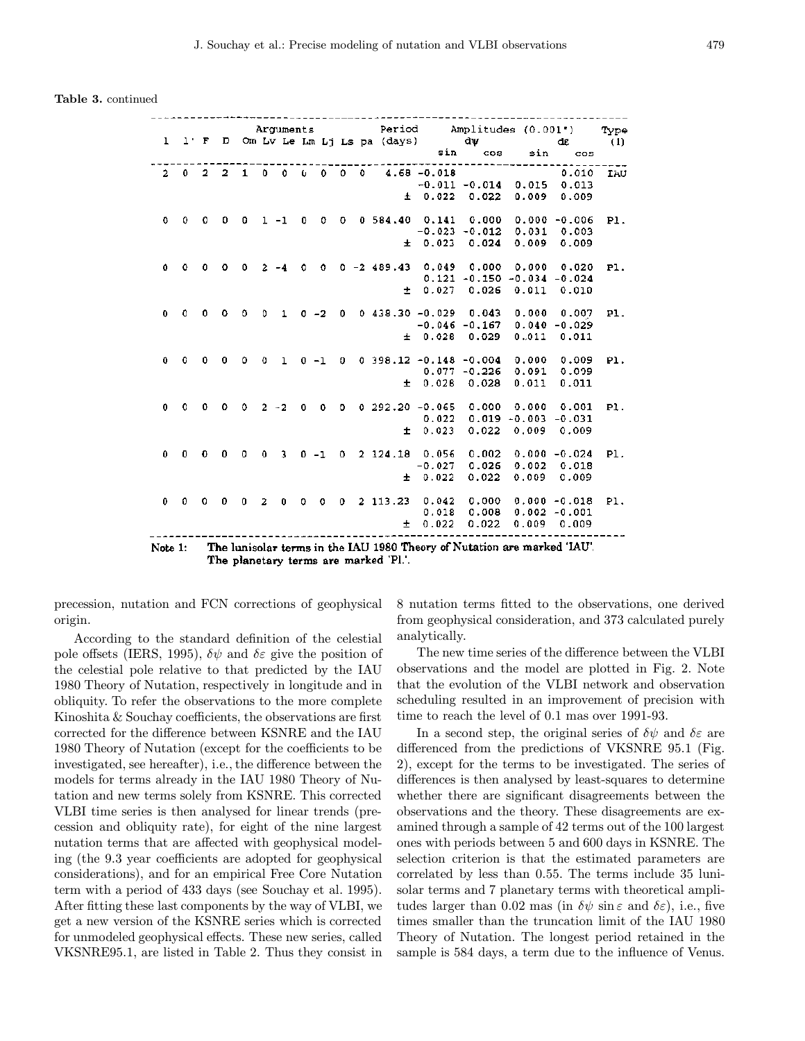**Table 3.** continued

| l | l' | F | D | Om | Lv | Le | Lm | Lj | Ls | pa | Period (days) | Amplitudes (0.001") dψ sin | dψ cos | dε sin | dε cos | Type (1) |
|---|---|---|---|---|---|---|---|---|---|---|---|---|---|---|---|---|
| 2 | 0 | 2 | 2 | 1 | 0 | 0 | 0 | 0 | 0 | 0 | 4.68 | -0.018 | | | 0.010 | IAU |
| | | | | | | | | | | | | -0.011 | -0.014 | 0.015 | 0.013 | |
| | | | | | | | | | | | ± | 0.022 | 0.022 | 0.009 | 0.009 | |
| 0 | 0 | 0 | 0 | 0 | 1 | -1 | 0 | 0 | 0 | 0 | 584.40 | 0.141 | 0.000 | 0.000 | -0.006 | Pl. |
| | | | | | | | | | | | | -0.023 | -0.012 | 0.031 | 0.003 | |
| | | | | | | | | | | | ± | 0.023 | 0.024 | 0.009 | 0.009 | |
| 0 | 0 | 0 | 0 | 0 | 2 | -4 | 0 | 0 | 0 | -2 | 489.43 | 0.049 | 0.000 | 0.000 | 0.020 | Pl. |
| | | | | | | | | | | | | 0.121 | -0.150 | -0.034 | -0.024 | |
| | | | | | | | | | | | ± | 0.027 | 0.026 | 0.011 | 0.010 | |
| 0 | 0 | 0 | 0 | 0 | 0 | 1 | 0 | -2 | 0 | 0 | 438.30 | -0.029 | 0.043 | 0.000 | 0.007 | Pl. |
| | | | | | | | | | | | | -0.046 | -0.167 | 0.040 | -0.029 | |
| | | | | | | | | | | | ± | 0.028 | 0.029 | 0.011 | 0.011 | |
| 0 | 0 | 0 | 0 | 0 | 0 | 1 | 0 | -1 | 0 | 0 | 398.12 | -0.148 | -0.004 | 0.000 | 0.009 | Pl. |
| | | | | | | | | | | | | 0.077 | -0.226 | 0.091 | 0.039 | |
| | | | | | | | | | | | ± | 0.028 | 0.028 | 0.011 | 0.011 | |
| 0 | 0 | 0 | 0 | 0 | 2 | -2 | 0 | 0 | 0 | 0 | 292.20 | -0.065 | 0.000 | 0.000 | 0.001 | Pl. |
| | | | | | | | | | | | | 0.022 | 0.019 | -0.003 | -0.031 | |
| | | | | | | | | | | | ± | 0.023 | 0.022 | 0.009 | 0.009 | |
| 0 | 0 | 0 | 0 | 0 | 0 | 3 | 0 | -1 | 0 | 2 | 124.18 | 0.056 | 0.002 | 0.000 | -0.024 | Pl. |
| | | | | | | | | | | | | -0.027 | 0.026 | 0.002 | 0.018 | |
| | | | | | | | | | | | ± | 0.022 | 0.022 | 0.009 | 0.009 | |
| 0 | 0 | 0 | 0 | 0 | 2 | 0 | 0 | 0 | 0 | 2 | 113.23 | 0.042 | 0.000 | 0.000 | -0.018 | Pl. |
| | | | | | | | | | | | | 0.018 | 0.008 | 0.002 | -0.001 | |
| | | | | | | | | | | | ± | 0.022 | 0.022 | 0.009 | 0.009 | |

Note 1: The lunisolar terms in the IAU 1980 Theory of Nutation are marked 'IAU'. The planetary terms are marked 'Pl.'.

precession, nutation and FCN corrections of geophysical origin.

According to the standard definition of the celestial pole offsets (IERS, 1995), $\delta\psi$ and $\delta\varepsilon$ give the position of the celestial pole relative to that predicted by the IAU 1980 Theory of Nutation, respectively in longitude and in obliquity. To refer the observations to the more complete Kinoshita & Souchay coefficients, the observations are first corrected for the difference between KSNRE and the IAU 1980 Theory of Nutation (except for the coefficients to be investigated, see hereafter), i.e., the difference between the models for terms already in the IAU 1980 Theory of Nutation and new terms solely from KSNRE. This corrected VLBI time series is then analysed for linear trends (precession and obliquity rate), for eight of the nine largest nutation terms that are affected with geophysical modeling (the 9.3 year coefficients are adopted for geophysical considerations), and for an empirical Free Core Nutation term with a period of 433 days (see Souchay et al. 1995). After fitting these last components by the way of VLBI, we get a new version of the KSNRE series which is corrected for unmodeled geophysical effects. These new series, called VKSNRE95.1, are listed in Table 2. Thus they consist in 8 nutation terms fitted to the observations, one derived from geophysical consideration, and 373 calculated purely analytically.

The new time series of the difference between the VLBI observations and the model are plotted in Fig. 2. Note that the evolution of the VLBI network and observation scheduling resulted in an improvement of precision with time to reach the level of 0.1 mas over 1991-93.

In a second step, the original series of $\delta\psi$ and $\delta\varepsilon$ are differenced from the predictions of VKSNRE 95.1 (Fig. 2), except for the terms to be investigated. The series of differences is then analysed by least-squares to determine whether there are significant disagreements between the observations and the theory. These disagreements are examined through a sample of 42 terms out of the 100 largest ones with periods between 5 and 600 days in KSNRE. The selection criterion is that the estimated parameters are correlated by less than 0.55. The terms include 35 lunisolar terms and 7 planetary terms with theoretical amplitudes larger than 0.02 mas (in $\delta\psi \sin\varepsilon$ and $\delta\varepsilon$), i.e., five times smaller than the truncation limit of the IAU 1980 Theory of Nutation. The longest period retained in the sample is 584 days, a term due to the influence of Venus.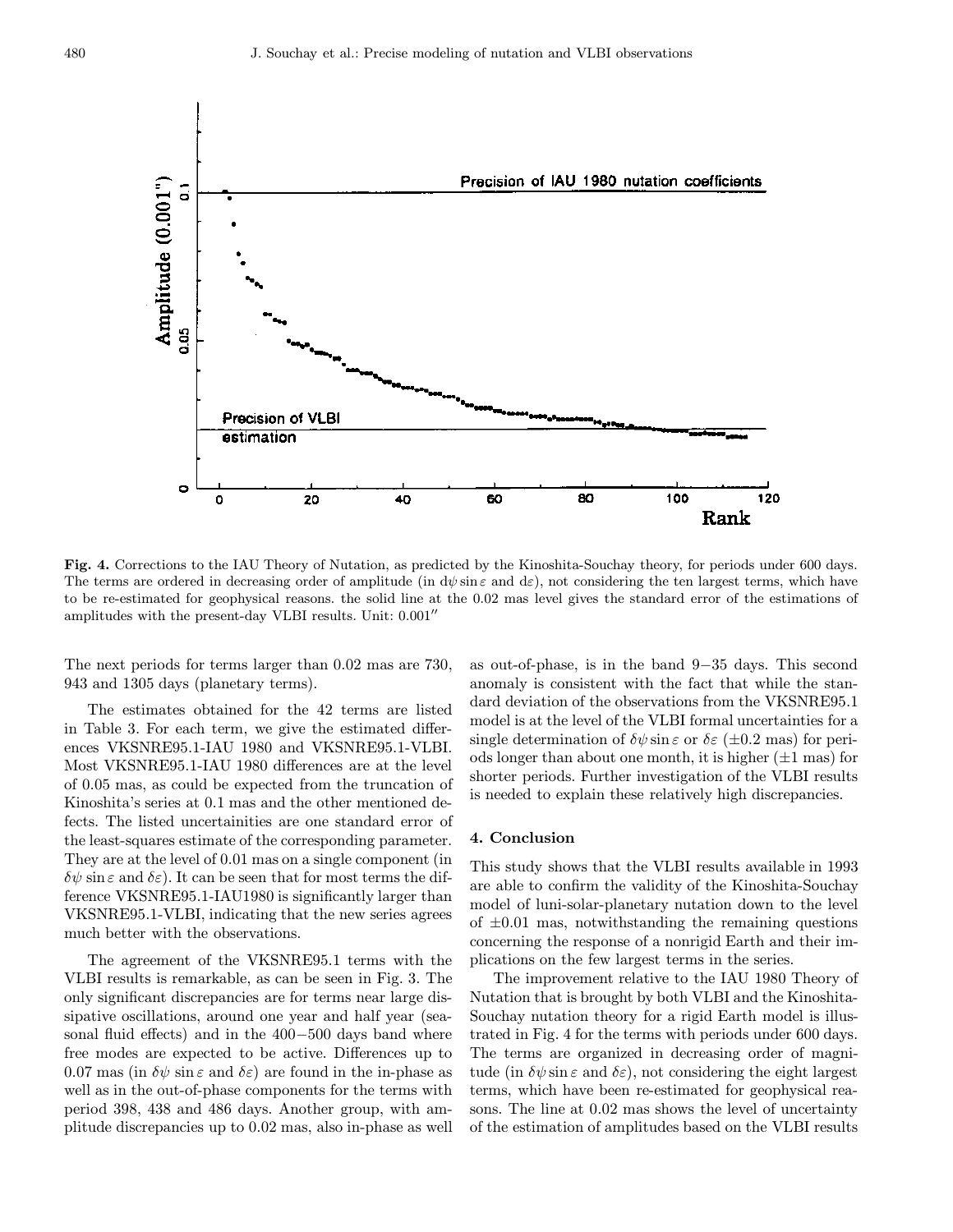**Fig. 4.** Corrections to the IAU Theory of Nutation, as predicted by the Kinoshita-Souchay theory, for periods under 600 days. The terms are ordered in decreasing order of amplitude (in $d\psi \sin\varepsilon$ and $d\varepsilon$), not considering the ten largest terms, which have to be re-estimated for geophysical reasons. the solid line at the 0.02 mas level gives the standard error of the estimations of amplitudes with the present-day VLBI results. Unit: $0.001''$

The next periods for terms larger than 0.02 mas are 730, 943 and 1305 days (planetary terms).

The estimates obtained for the 42 terms are listed in Table 3. For each term, we give the estimated differences VKSNRE95.1-IAU 1980 and VKSNRE95.1-VLBI. Most VKSNRE95.1-IAU 1980 differences are at the level of 0.05 mas, as could be expected from the truncation of Kinoshita's series at 0.1 mas and the other mentioned defects. The listed uncertainities are one standard error of the least-squares estimate of the corresponding parameter. They are at the level of 0.01 mas on a single component (in $\delta\psi \sin\varepsilon$ and $\delta\varepsilon$). It can be seen that for most terms the difference VKSNRE95.1-IAU1980 is significantly larger than VKSNRE95.1-VLBI, indicating that the new series agrees much better with the observations.

The agreement of the VKSNRE95.1 terms with the VLBI results is remarkable, as can be seen in Fig. 3. The only significant discrepancies are for terms near large dissipative oscillations, around one year and half year (seasonal fluid effects) and in the 400−500 days band where free modes are expected to be active. Differences up to 0.07 mas (in $\delta\psi \sin\varepsilon$ and $\delta\varepsilon$) are found in the in-phase as well as in the out-of-phase components for the terms with period 398, 438 and 486 days. Another group, with amplitude discrepancies up to 0.02 mas, also in-phase as well as out-of-phase, is in the band 9−35 days. This second anomaly is consistent with the fact that while the standard deviation of the observations from the VKSNRE95.1 model is at the level of the VLBI formal uncertainties for a single determination of $\delta\psi \sin\varepsilon$ or $\delta\varepsilon$ ($\pm 0.2$ mas) for periods longer than about one month, it is higher ($\pm 1$ mas) for shorter periods. Further investigation of the VLBI results is needed to explain these relatively high discrepancies.

## 4. Conclusion

This study shows that the VLBI results available in 1993 are able to confirm the validity of the Kinoshita-Souchay model of luni-solar-planetary nutation down to the level of $\pm 0.01$ mas, notwithstanding the remaining questions concerning the response of a nonrigid Earth and their implications on the few largest terms in the series.

The improvement relative to the IAU 1980 Theory of Nutation that is brought by both VLBI and the Kinoshita-Souchay nutation theory for a rigid Earth model is illustrated in Fig. 4 for the terms with periods under 600 days. The terms are organized in decreasing order of magnitude (in $\delta\psi \sin\varepsilon$ and $\delta\varepsilon$), not considering the eight largest terms, which have been re-estimated for geophysical reasons. The line at 0.02 mas shows the level of uncertainty of the estimation of amplitudes based on the VLBI results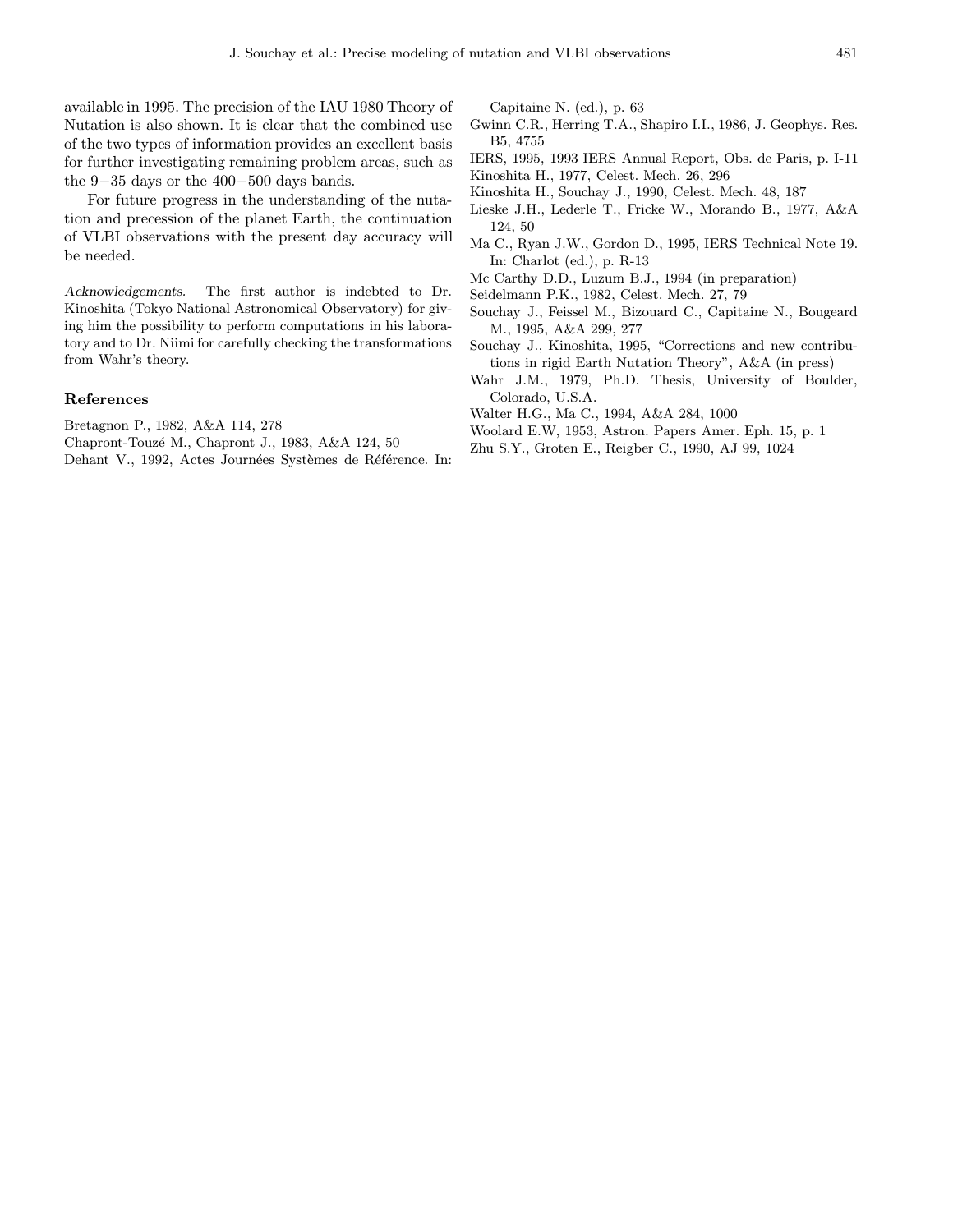available in 1995. The precision of the IAU 1980 Theory of Nutation is also shown. It is clear that the combined use of the two types of information provides an excellent basis for further investigating remaining problem areas, such as the 9−35 days or the 400−500 days bands.

For future progress in the understanding of the nutation and precession of the planet Earth, the continuation of VLBI observations with the present day accuracy will be needed.

*Acknowledgements.* The first author is indebted to Dr. Kinoshita (Tokyo National Astronomical Observatory) for giving him the possibility to perform computations in his laboratory and to Dr. Niimi for carefully checking the transformations from Wahr's theory.

## References

Bretagnon P., 1982, A&A 114, 278

Chapront-Touzé M., Chapront J., 1983, A&A 124, 50

Dehant V., 1992, Actes Journées Systèmes de Référence. In: Capitaine N. (ed.), p. 63

Gwinn C.R., Herring T.A., Shapiro I.I., 1986, J. Geophys. Res. B5, 4755

IERS, 1995, 1993 IERS Annual Report, Obs. de Paris, p. I-11

Kinoshita H., 1977, Celest. Mech. 26, 296

Kinoshita H., Souchay J., 1990, Celest. Mech. 48, 187

Lieske J.H., Lederle T., Fricke W., Morando B., 1977, A&A 124, 50

Ma C., Ryan J.W., Gordon D., 1995, IERS Technical Note 19. In: Charlot (ed.), p. R-13

Mc Carthy D.D., Luzum B.J., 1994 (in preparation)

Seidelmann P.K., 1982, Celest. Mech. 27, 79

Souchay J., Feissel M., Bizouard C., Capitaine N., Bougeard M., 1995, A&A 299, 277

Souchay J., Kinoshita, 1995, "Corrections and new contributions in rigid Earth Nutation Theory", A&A (in press)

Wahr J.M., 1979, Ph.D. Thesis, University of Boulder, Colorado, U.S.A.

Walter H.G., Ma C., 1994, A&A 284, 1000

Woolard E.W, 1953, Astron. Papers Amer. Eph. 15, p. 1

Zhu S.Y., Groten E., Reigber C., 1990, AJ 99, 1024